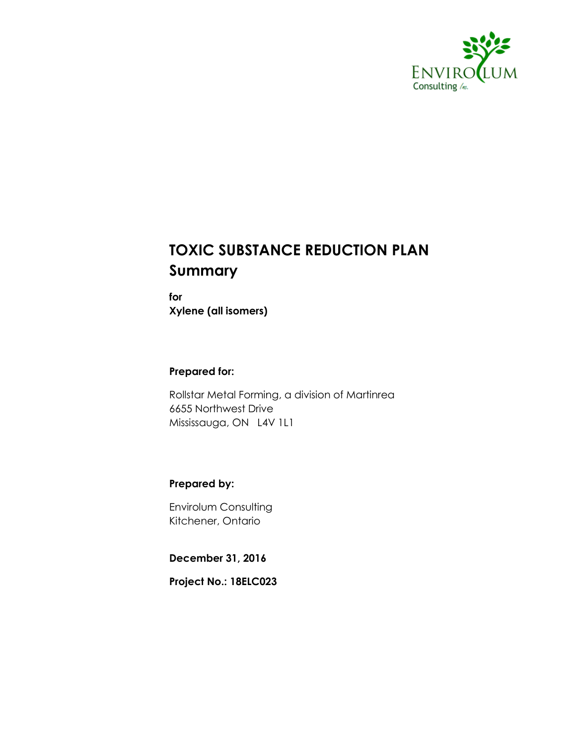# TOXIC SUBSTANCE REDUCTION PLAN Summary

**for**
**Xylene (all isomers)**

**Prepared for:**

Rollstar Metal Forming, a division of Martinrea
6655 Northwest Drive
Mississauga, ON L4V 1L1

**Prepared by:**

Envirolum Consulting
Kitchener, Ontario

**December 31, 2016**

**Project No.: 18ELC023**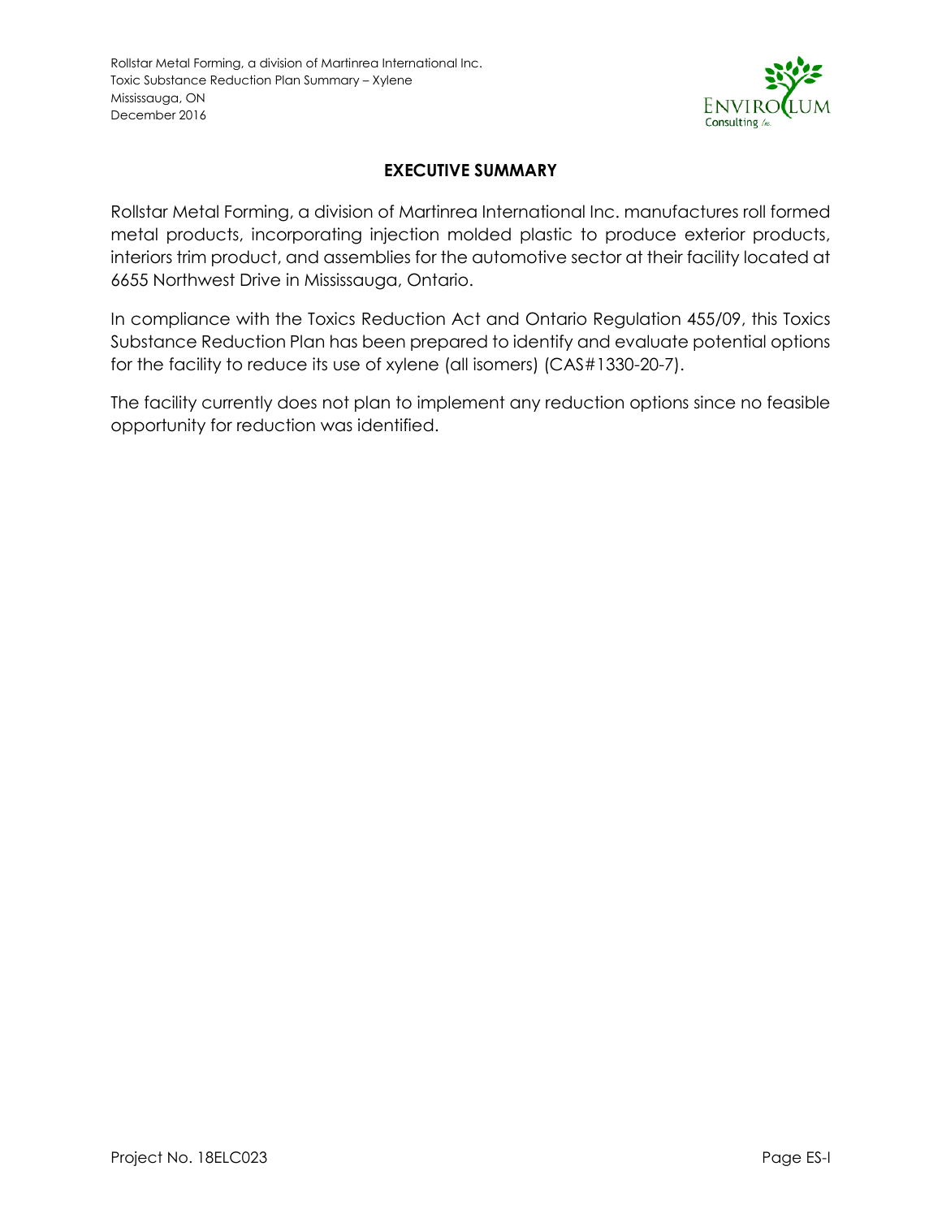## EXECUTIVE SUMMARY

Rollstar Metal Forming, a division of Martinrea International Inc. manufactures roll formed metal products, incorporating injection molded plastic to produce exterior products, interiors trim product, and assemblies for the automotive sector at their facility located at 6655 Northwest Drive in Mississauga, Ontario.

In compliance with the Toxics Reduction Act and Ontario Regulation 455/09, this Toxics Substance Reduction Plan has been prepared to identify and evaluate potential options for the facility to reduce its use of xylene (all isomers) (CAS#1330-20-7).

The facility currently does not plan to implement any reduction options since no feasible opportunity for reduction was identified.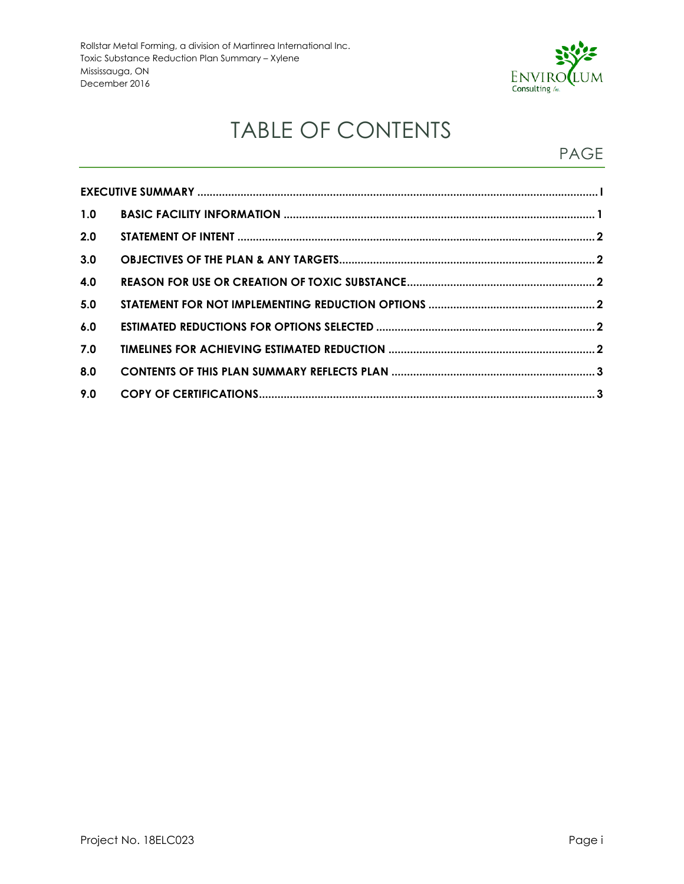# TABLE OF CONTENTS

PAGE

| | | |
|---|---|---|
| **EXECUTIVE SUMMARY** | | **I** |
| **1.0** | **BASIC FACILITY INFORMATION** | **1** |
| **2.0** | **STATEMENT OF INTENT** | **2** |
| **3.0** | **OBJECTIVES OF THE PLAN & ANY TARGETS** | **2** |
| **4.0** | **REASON FOR USE OR CREATION OF TOXIC SUBSTANCE** | **2** |
| **5.0** | **STATEMENT FOR NOT IMPLEMENTING REDUCTION OPTIONS** | **2** |
| **6.0** | **ESTIMATED REDUCTIONS FOR OPTIONS SELECTED** | **2** |
| **7.0** | **TIMELINES FOR ACHIEVING ESTIMATED REDUCTION** | **2** |
| **8.0** | **CONTENTS OF THIS PLAN SUMMARY REFLECTS PLAN** | **3** |
| **9.0** | **COPY OF CERTIFICATIONS** | **3** |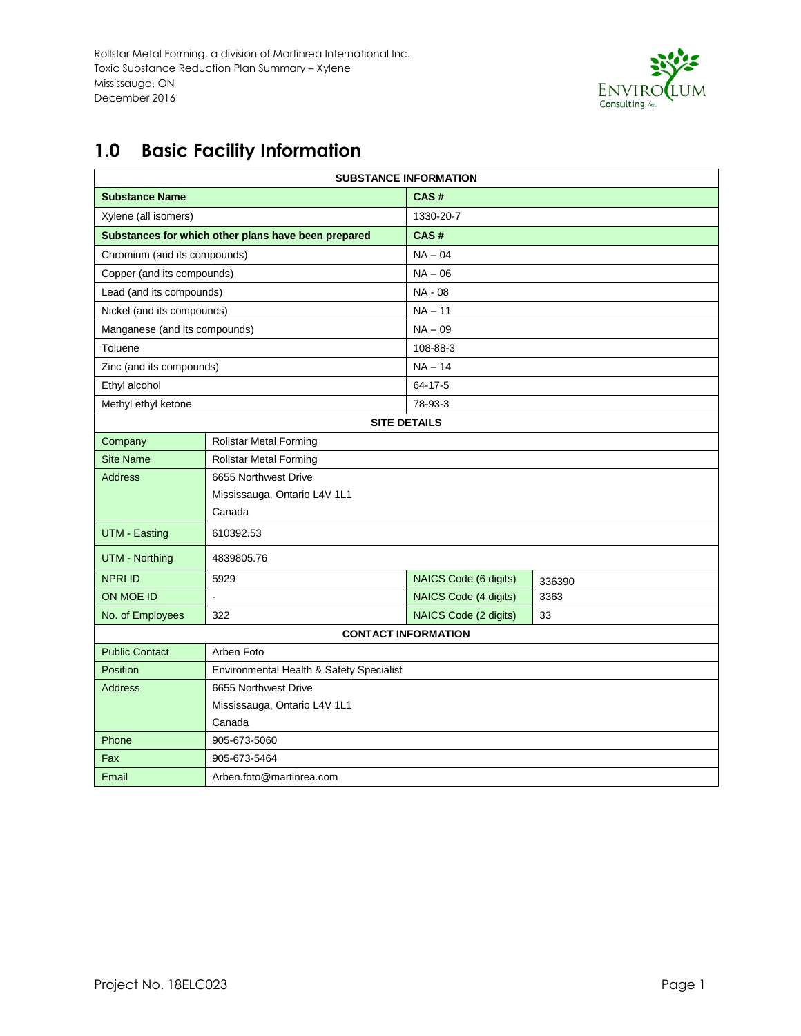## 1.0 Basic Facility Information

| SUBSTANCE INFORMATION | | | |
|---|---|---|---|
| **Substance Name** | | **CAS #** | |
| Xylene (all isomers) | | 1330-20-7 | |
| **Substances for which other plans have been prepared** | | **CAS #** | |
| Chromium (and its compounds) | | NA – 04 | |
| Copper (and its compounds) | | NA – 06 | |
| Lead (and its compounds) | | NA - 08 | |
| Nickel (and its compounds) | | NA – 11 | |
| Manganese (and its compounds) | | NA – 09 | |
| Toluene | | 108-88-3 | |
| Zinc (and its compounds) | | NA – 14 | |
| Ethyl alcohol | | 64-17-5 | |
| Methyl ethyl ketone | | 78-93-3 | |
| **SITE DETAILS** | | | |
| Company | Rollstar Metal Forming | | |
| Site Name | Rollstar Metal Forming | | |
| Address | 6655 Northwest Drive<br>Mississauga, Ontario L4V 1L1<br>Canada | | |
| UTM - Easting | 610392.53 | | |
| UTM - Northing | 4839805.76 | | |
| NPRI ID | 5929 | NAICS Code (6 digits) | 336390 |
| ON MOE ID | - | NAICS Code (4 digits) | 3363 |
| No. of Employees | 322 | NAICS Code (2 digits) | 33 |
| **CONTACT INFORMATION** | | | |
| Public Contact | Arben Foto | | |
| Position | Environmental Health & Safety Specialist | | |
| Address | 6655 Northwest Drive<br>Mississauga, Ontario L4V 1L1<br>Canada | | |
| Phone | 905-673-5060 | | |
| Fax | 905-673-5464 | | |
| Email | Arben.foto@martinrea.com | | |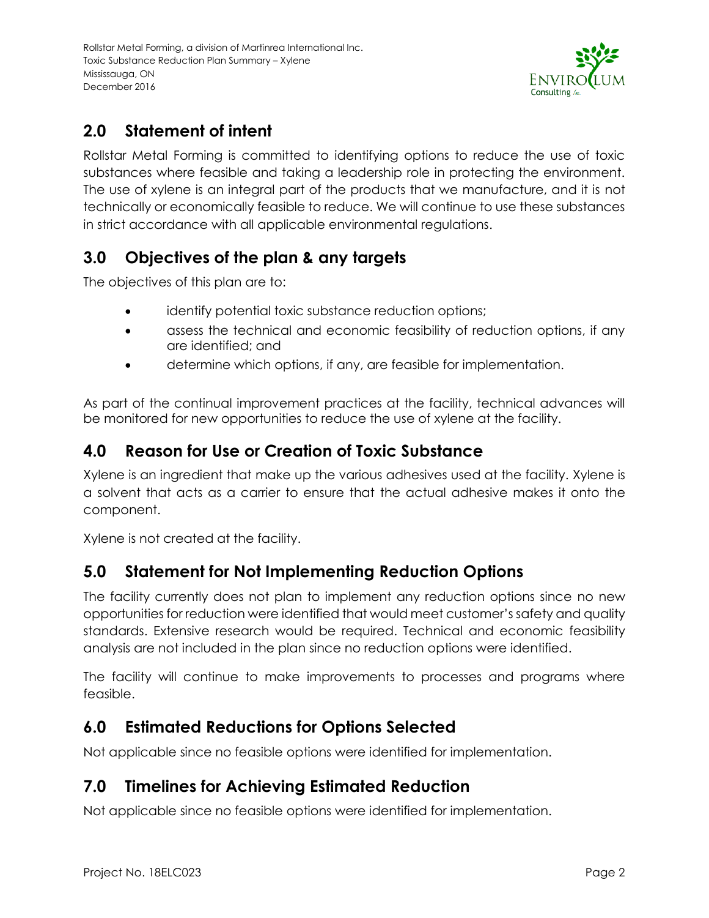## 2.0 Statement of intent

Rollstar Metal Forming is committed to identifying options to reduce the use of toxic substances where feasible and taking a leadership role in protecting the environment. The use of xylene is an integral part of the products that we manufacture, and it is not technically or economically feasible to reduce. We will continue to use these substances in strict accordance with all applicable environmental regulations.

## 3.0 Objectives of the plan & any targets

The objectives of this plan are to:

- identify potential toxic substance reduction options;
- assess the technical and economic feasibility of reduction options, if any are identified; and
- determine which options, if any, are feasible for implementation.

As part of the continual improvement practices at the facility, technical advances will be monitored for new opportunities to reduce the use of xylene at the facility.

## 4.0 Reason for Use or Creation of Toxic Substance

Xylene is an ingredient that make up the various adhesives used at the facility. Xylene is a solvent that acts as a carrier to ensure that the actual adhesive makes it onto the component.

Xylene is not created at the facility.

## 5.0 Statement for Not Implementing Reduction Options

The facility currently does not plan to implement any reduction options since no new opportunities for reduction were identified that would meet customer's safety and quality standards. Extensive research would be required. Technical and economic feasibility analysis are not included in the plan since no reduction options were identified.

The facility will continue to make improvements to processes and programs where feasible.

## 6.0 Estimated Reductions for Options Selected

Not applicable since no feasible options were identified for implementation.

## 7.0 Timelines for Achieving Estimated Reduction

Not applicable since no feasible options were identified for implementation.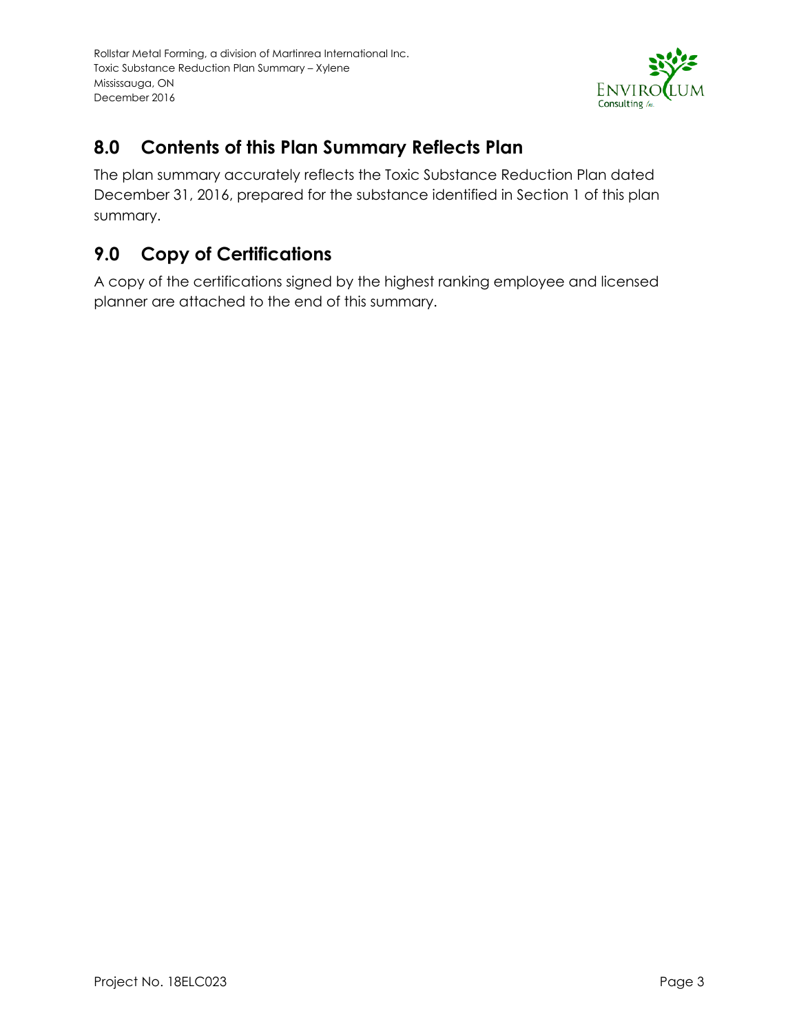## 8.0 Contents of this Plan Summary Reflects Plan

The plan summary accurately reflects the Toxic Substance Reduction Plan dated December 31, 2016, prepared for the substance identified in Section 1 of this plan summary.

## 9.0 Copy of Certifications

A copy of the certifications signed by the highest ranking employee and licensed planner are attached to the end of this summary.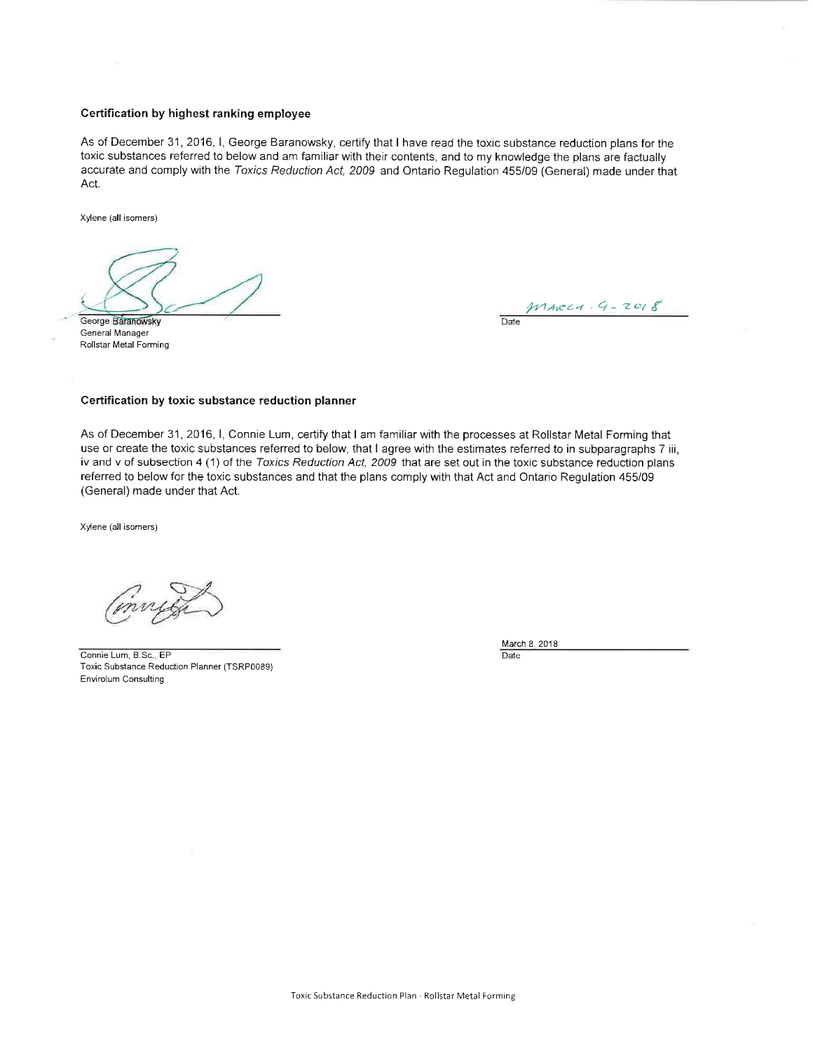### Certification by highest ranking employee

As of December 31, 2016, I, George Baranowsky, certify that I have read the toxic substance reduction plans for the toxic substances referred to below and am familiar with their contents, and to my knowledge the plans are factually accurate and comply with the *Toxics Reduction Act, 2009* and Ontario Regulation 455/09 (General) made under that Act.

Xylene (all isomers)

George Baranowsky
General Manager
Rollstar Metal Forming

March. 9 - 2018
Date

### Certification by toxic substance reduction planner

As of December 31, 2016, I, Connie Lum, certify that I am familiar with the processes at Rollstar Metal Forming that use or create the toxic substances referred to below, that I agree with the estimates referred to in subparagraphs 7 iii, iv and v of subsection 4 (1) of the *Toxics Reduction Act, 2009* that are set out in the toxic substance reduction plans referred to below for the toxic substances and that the plans comply with that Act and Ontario Regulation 455/09 (General) made under that Act.

Xylene (all isomers)

Connie Lum, B.Sc., EP
Toxic Substance Reduction Planner (TSRP0089)
Envirolum Consulting

March 8, 2018
Date